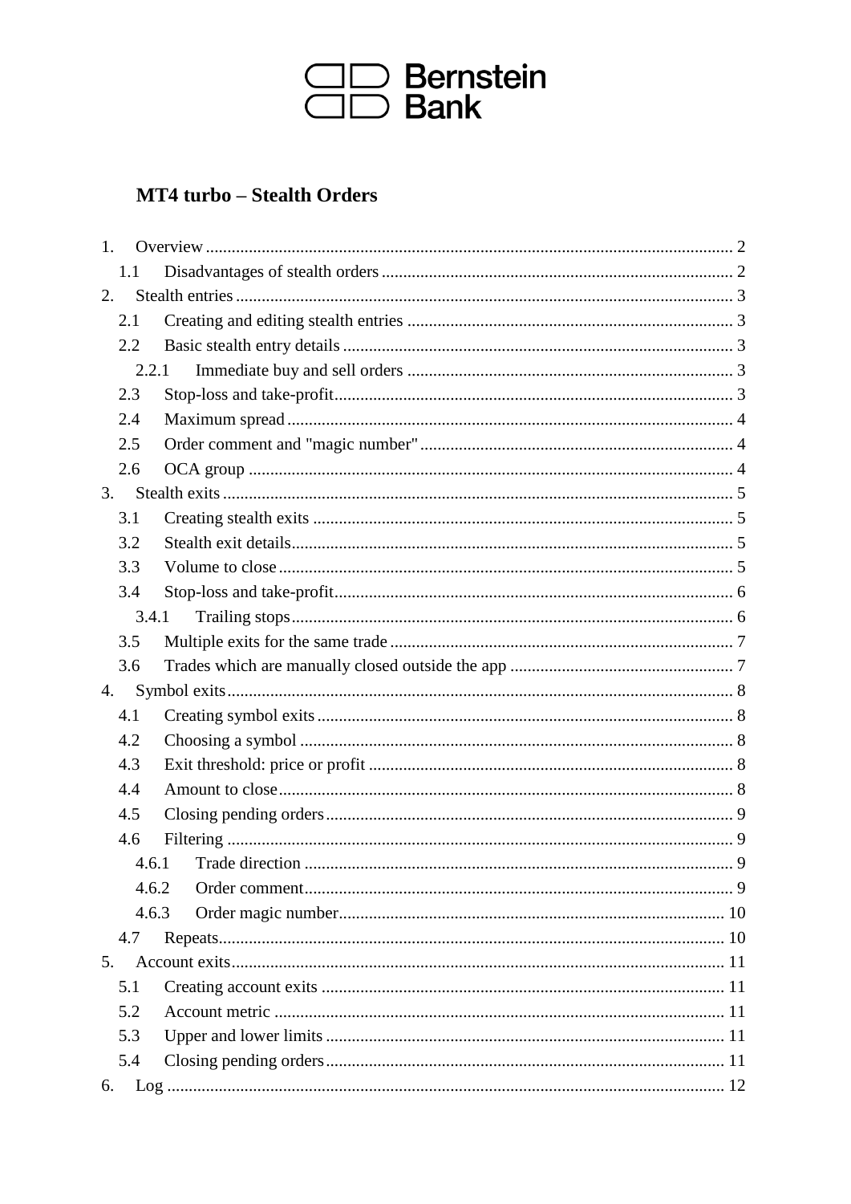Bernstein Bank

# MT4 turbo – Stealth Orders

1. Overview ..... 2
   - 1.1 Disadvantages of stealth orders ..... 2
2. Stealth entries ..... 3
   - 2.1 Creating and editing stealth entries ..... 3
   - 2.2 Basic stealth entry details ..... 3
     - 2.2.1 Immediate buy and sell orders ..... 3
   - 2.3 Stop-loss and take-profit ..... 3
   - 2.4 Maximum spread ..... 4
   - 2.5 Order comment and "magic number" ..... 4
   - 2.6 OCA group ..... 4
3. Stealth exits ..... 5
   - 3.1 Creating stealth exits ..... 5
   - 3.2 Stealth exit details ..... 5
   - 3.3 Volume to close ..... 5
   - 3.4 Stop-loss and take-profit ..... 6
     - 3.4.1 Trailing stops ..... 6
   - 3.5 Multiple exits for the same trade ..... 7
   - 3.6 Trades which are manually closed outside the app ..... 7
4. Symbol exits ..... 8
   - 4.1 Creating symbol exits ..... 8
   - 4.2 Choosing a symbol ..... 8
   - 4.3 Exit threshold: price or profit ..... 8
   - 4.4 Amount to close ..... 8
   - 4.5 Closing pending orders ..... 9
   - 4.6 Filtering ..... 9
     - 4.6.1 Trade direction ..... 9
     - 4.6.2 Order comment ..... 9
     - 4.6.3 Order magic number ..... 10
   - 4.7 Repeats ..... 10
5. Account exits ..... 11
   - 5.1 Creating account exits ..... 11
   - 5.2 Account metric ..... 11
   - 5.3 Upper and lower limits ..... 11
   - 5.4 Closing pending orders ..... 11
6. Log ..... 12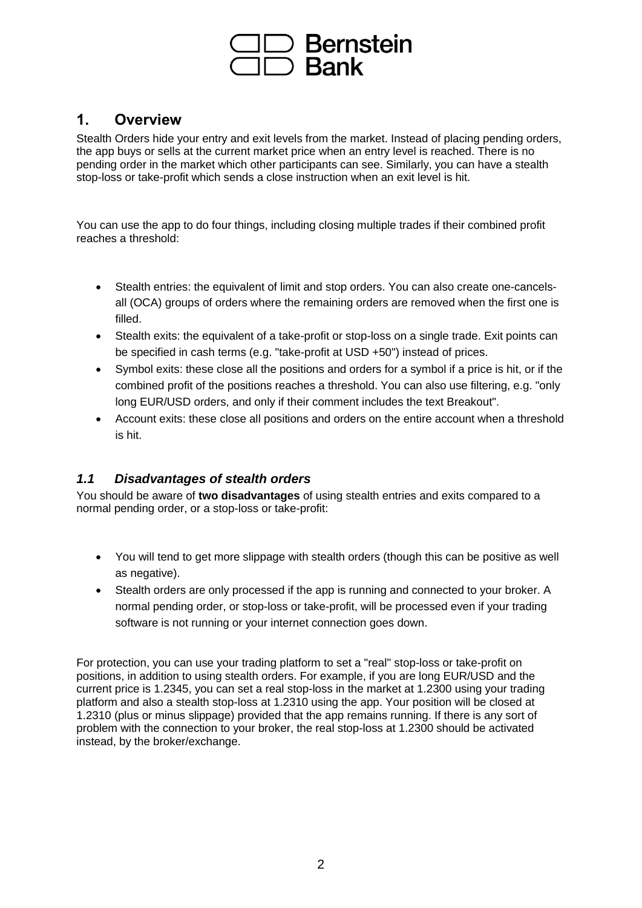## 1. Overview

Stealth Orders hide your entry and exit levels from the market. Instead of placing pending orders, the app buys or sells at the current market price when an entry level is reached. There is no pending order in the market which other participants can see. Similarly, you can have a stealth stop-loss or take-profit which sends a close instruction when an exit level is hit.

You can use the app to do four things, including closing multiple trades if their combined profit reaches a threshold:

- Stealth entries: the equivalent of limit and stop orders. You can also create one-cancels-all (OCA) groups of orders where the remaining orders are removed when the first one is filled.
- Stealth exits: the equivalent of a take-profit or stop-loss on a single trade. Exit points can be specified in cash terms (e.g. "take-profit at USD +50") instead of prices.
- Symbol exits: these close all the positions and orders for a symbol if a price is hit, or if the combined profit of the positions reaches a threshold. You can also use filtering, e.g. "only long EUR/USD orders, and only if their comment includes the text Breakout".
- Account exits: these close all positions and orders on the entire account when a threshold is hit.

### *1.1 Disadvantages of stealth orders*

You should be aware of **two disadvantages** of using stealth entries and exits compared to a normal pending order, or a stop-loss or take-profit:

- You will tend to get more slippage with stealth orders (though this can be positive as well as negative).
- Stealth orders are only processed if the app is running and connected to your broker. A normal pending order, or stop-loss or take-profit, will be processed even if your trading software is not running or your internet connection goes down.

For protection, you can use your trading platform to set a "real" stop-loss or take-profit on positions, in addition to using stealth orders. For example, if you are long EUR/USD and the current price is 1.2345, you can set a real stop-loss in the market at 1.2300 using your trading platform and also a stealth stop-loss at 1.2310 using the app. Your position will be closed at 1.2310 (plus or minus slippage) provided that the app remains running. If there is any sort of problem with the connection to your broker, the real stop-loss at 1.2300 should be activated instead, by the broker/exchange.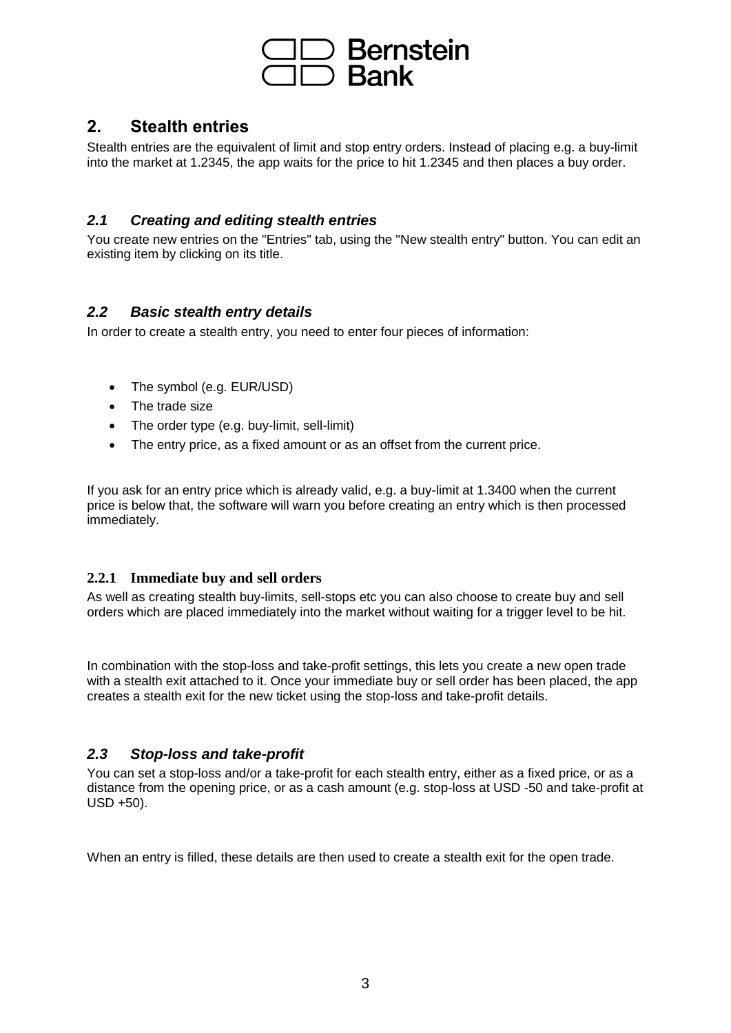## 2. Stealth entries

Stealth entries are the equivalent of limit and stop entry orders. Instead of placing e.g. a buy-limit into the market at 1.2345, the app waits for the price to hit 1.2345 and then places a buy order.

### *2.1 Creating and editing stealth entries*

You create new entries on the "Entries" tab, using the "New stealth entry" button. You can edit an existing item by clicking on its title.

### *2.2 Basic stealth entry details*

In order to create a stealth entry, you need to enter four pieces of information:

- The symbol (e.g. EUR/USD)
- The trade size
- The order type (e.g. buy-limit, sell-limit)
- The entry price, as a fixed amount or as an offset from the current price.

If you ask for an entry price which is already valid, e.g. a buy-limit at 1.3400 when the current price is below that, the software will warn you before creating an entry which is then processed immediately.

#### 2.2.1 Immediate buy and sell orders

As well as creating stealth buy-limits, sell-stops etc you can also choose to create buy and sell orders which are placed immediately into the market without waiting for a trigger level to be hit.

In combination with the stop-loss and take-profit settings, this lets you create a new open trade with a stealth exit attached to it. Once your immediate buy or sell order has been placed, the app creates a stealth exit for the new ticket using the stop-loss and take-profit details.

### *2.3 Stop-loss and take-profit*

You can set a stop-loss and/or a take-profit for each stealth entry, either as a fixed price, or as a distance from the opening price, or as a cash amount (e.g. stop-loss at USD -50 and take-profit at USD +50).

When an entry is filled, these details are then used to create a stealth exit for the open trade.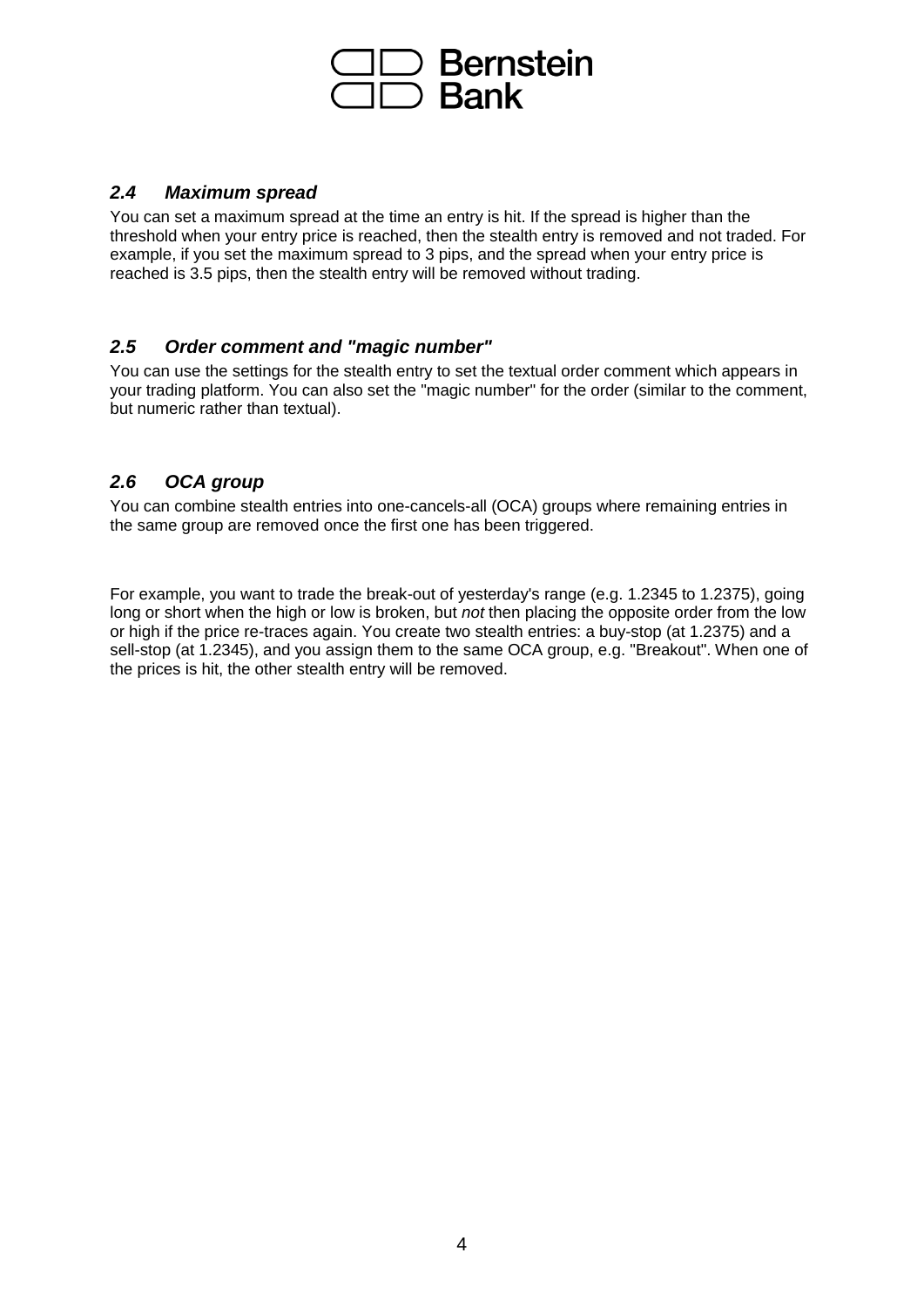### *2.4 Maximum spread*

You can set a maximum spread at the time an entry is hit. If the spread is higher than the threshold when your entry price is reached, then the stealth entry is removed and not traded. For example, if you set the maximum spread to 3 pips, and the spread when your entry price is reached is 3.5 pips, then the stealth entry will be removed without trading.

### *2.5 Order comment and "magic number"*

You can use the settings for the stealth entry to set the textual order comment which appears in your trading platform. You can also set the "magic number" for the order (similar to the comment, but numeric rather than textual).

### *2.6 OCA group*

You can combine stealth entries into one-cancels-all (OCA) groups where remaining entries in the same group are removed once the first one has been triggered.

For example, you want to trade the break-out of yesterday's range (e.g. 1.2345 to 1.2375), going long or short when the high or low is broken, but *not* then placing the opposite order from the low or high if the price re-traces again. You create two stealth entries: a buy-stop (at 1.2375) and a sell-stop (at 1.2345), and you assign them to the same OCA group, e.g. "Breakout". When one of the prices is hit, the other stealth entry will be removed.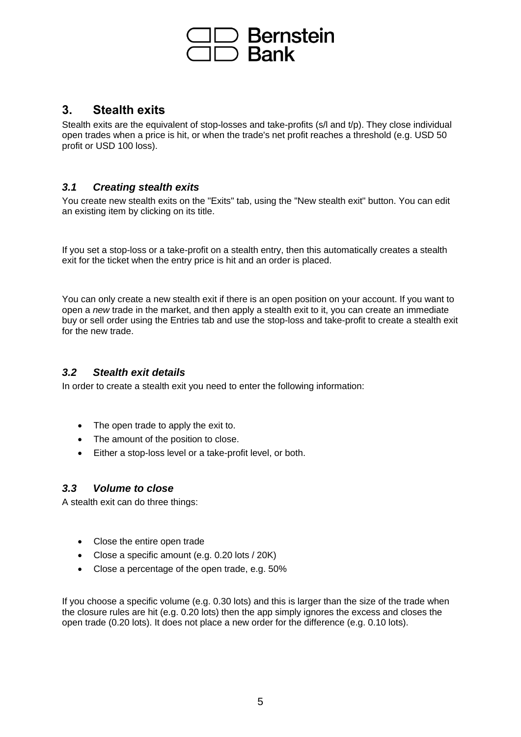## 3. Stealth exits

Stealth exits are the equivalent of stop-losses and take-profits (s/l and t/p). They close individual open trades when a price is hit, or when the trade's net profit reaches a threshold (e.g. USD 50 profit or USD 100 loss).

### *3.1 Creating stealth exits*

You create new stealth exits on the "Exits" tab, using the "New stealth exit" button. You can edit an existing item by clicking on its title.

If you set a stop-loss or a take-profit on a stealth entry, then this automatically creates a stealth exit for the ticket when the entry price is hit and an order is placed.

You can only create a new stealth exit if there is an open position on your account. If you want to open a *new* trade in the market, and then apply a stealth exit to it, you can create an immediate buy or sell order using the Entries tab and use the stop-loss and take-profit to create a stealth exit for the new trade.

### *3.2 Stealth exit details*

In order to create a stealth exit you need to enter the following information:

- The open trade to apply the exit to.
- The amount of the position to close.
- Either a stop-loss level or a take-profit level, or both.

### *3.3 Volume to close*

A stealth exit can do three things:

- Close the entire open trade
- Close a specific amount (e.g. 0.20 lots / 20K)
- Close a percentage of the open trade, e.g. 50%

If you choose a specific volume (e.g. 0.30 lots) and this is larger than the size of the trade when the closure rules are hit (e.g. 0.20 lots) then the app simply ignores the excess and closes the open trade (0.20 lots). It does not place a new order for the difference (e.g. 0.10 lots).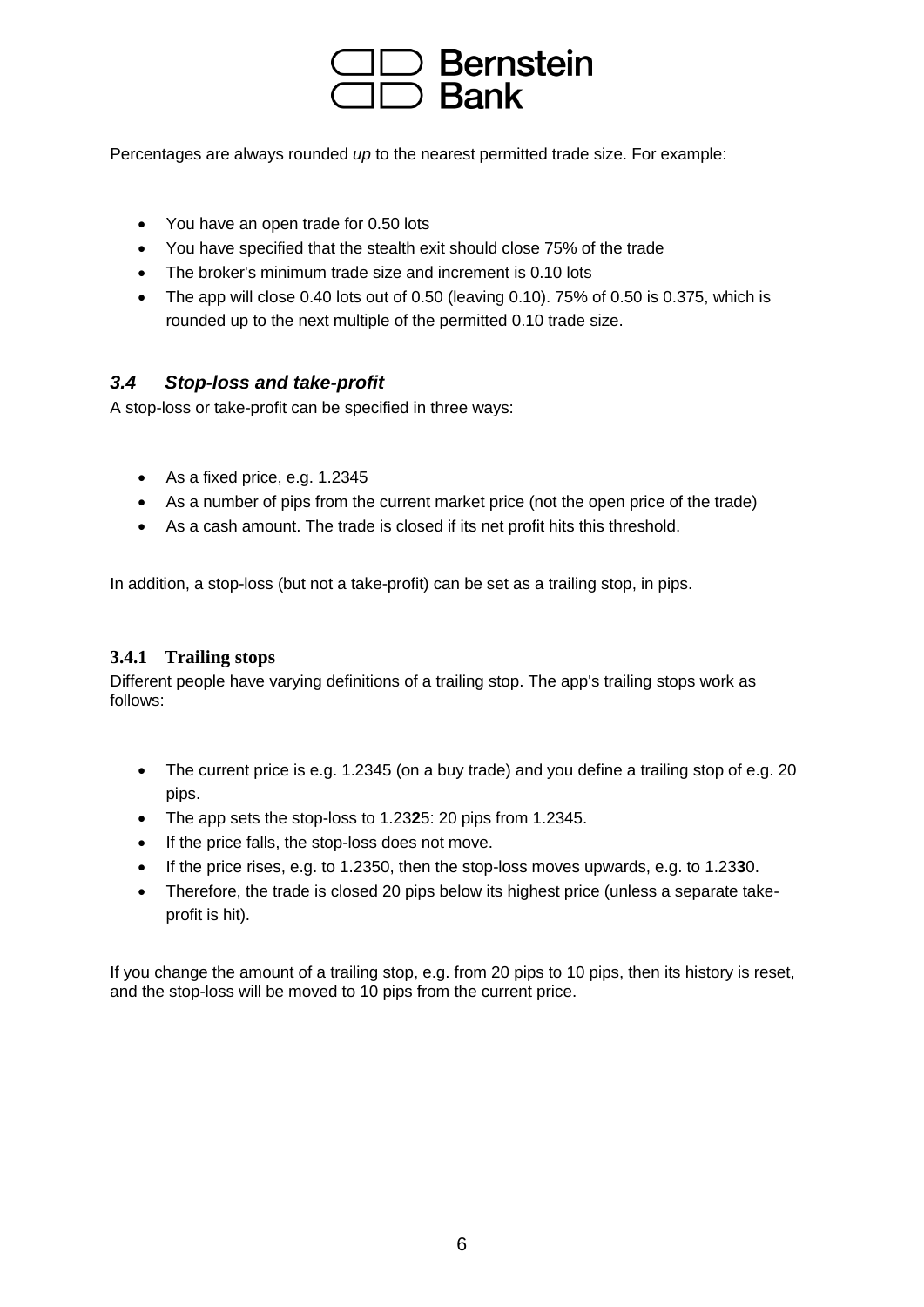Percentages are always rounded *up* to the nearest permitted trade size. For example:

- You have an open trade for 0.50 lots
- You have specified that the stealth exit should close 75% of the trade
- The broker's minimum trade size and increment is 0.10 lots
- The app will close 0.40 lots out of 0.50 (leaving 0.10). 75% of 0.50 is 0.375, which is rounded up to the next multiple of the permitted 0.10 trade size.

### *3.4 Stop-loss and take-profit*

A stop-loss or take-profit can be specified in three ways:

- As a fixed price, e.g. 1.2345
- As a number of pips from the current market price (not the open price of the trade)
- As a cash amount. The trade is closed if its net profit hits this threshold.

In addition, a stop-loss (but not a take-profit) can be set as a trailing stop, in pips.

#### 3.4.1 Trailing stops

Different people have varying definitions of a trailing stop. The app's trailing stops work as follows:

- The current price is e.g. 1.2345 (on a buy trade) and you define a trailing stop of e.g. 20 pips.
- The app sets the stop-loss to 1.23**2**5: 20 pips from 1.2345.
- If the price falls, the stop-loss does not move.
- If the price rises, e.g. to 1.2350, then the stop-loss moves upwards, e.g. to 1.23**3**0.
- Therefore, the trade is closed 20 pips below its highest price (unless a separate take-profit is hit).

If you change the amount of a trailing stop, e.g. from 20 pips to 10 pips, then its history is reset, and the stop-loss will be moved to 10 pips from the current price.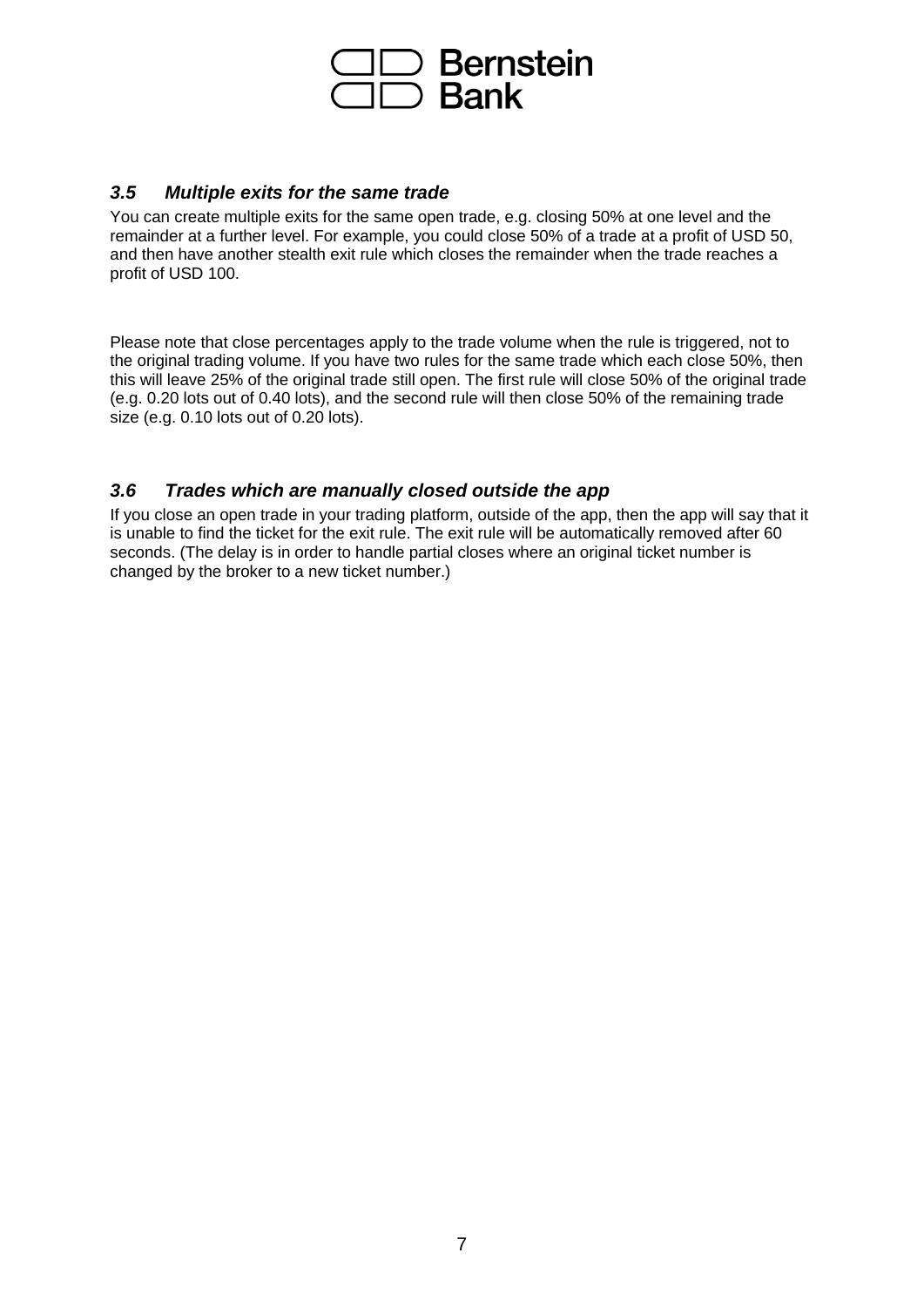### *3.5 Multiple exits for the same trade*

You can create multiple exits for the same open trade, e.g. closing 50% at one level and the remainder at a further level. For example, you could close 50% of a trade at a profit of USD 50, and then have another stealth exit rule which closes the remainder when the trade reaches a profit of USD 100.

Please note that close percentages apply to the trade volume when the rule is triggered, not to the original trading volume. If you have two rules for the same trade which each close 50%, then this will leave 25% of the original trade still open. The first rule will close 50% of the original trade (e.g. 0.20 lots out of 0.40 lots), and the second rule will then close 50% of the remaining trade size (e.g. 0.10 lots out of 0.20 lots).

### *3.6 Trades which are manually closed outside the app*

If you close an open trade in your trading platform, outside of the app, then the app will say that it is unable to find the ticket for the exit rule. The exit rule will be automatically removed after 60 seconds. (The delay is in order to handle partial closes where an original ticket number is changed by the broker to a new ticket number.)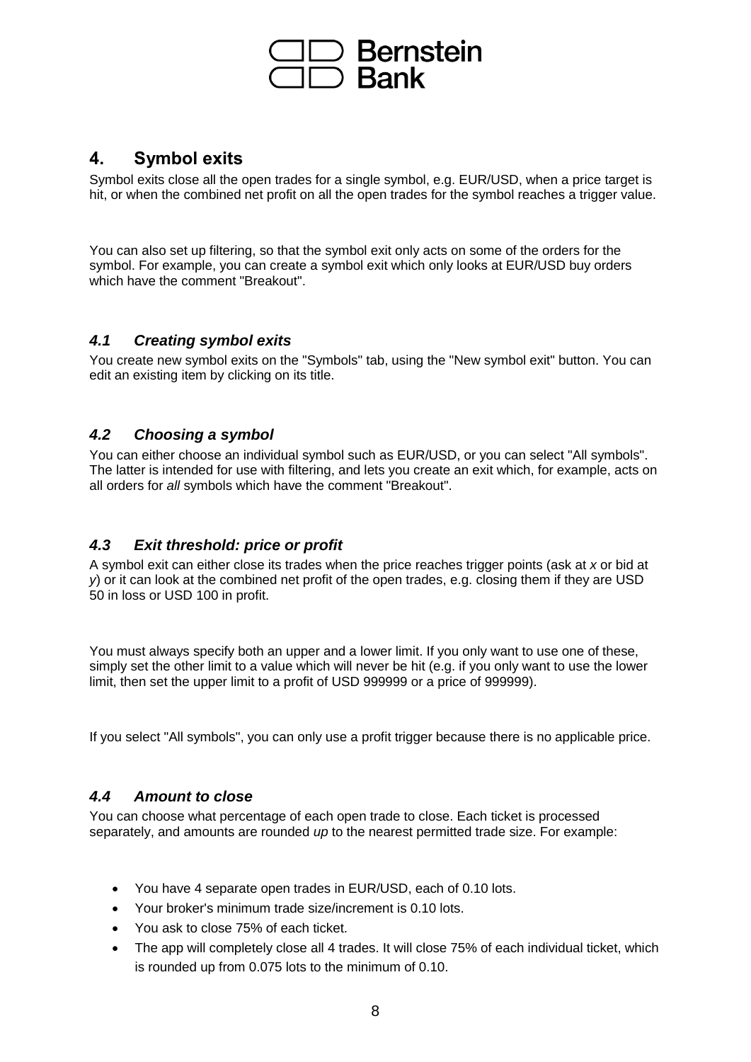## 4. Symbol exits

Symbol exits close all the open trades for a single symbol, e.g. EUR/USD, when a price target is hit, or when the combined net profit on all the open trades for the symbol reaches a trigger value.

You can also set up filtering, so that the symbol exit only acts on some of the orders for the symbol. For example, you can create a symbol exit which only looks at EUR/USD buy orders which have the comment "Breakout".

### *4.1 Creating symbol exits*

You create new symbol exits on the "Symbols" tab, using the "New symbol exit" button. You can edit an existing item by clicking on its title.

### *4.2 Choosing a symbol*

You can either choose an individual symbol such as EUR/USD, or you can select "All symbols". The latter is intended for use with filtering, and lets you create an exit which, for example, acts on all orders for *all* symbols which have the comment "Breakout".

### *4.3 Exit threshold: price or profit*

A symbol exit can either close its trades when the price reaches trigger points (ask at *x* or bid at *y*) or it can look at the combined net profit of the open trades, e.g. closing them if they are USD 50 in loss or USD 100 in profit.

You must always specify both an upper and a lower limit. If you only want to use one of these, simply set the other limit to a value which will never be hit (e.g. if you only want to use the lower limit, then set the upper limit to a profit of USD 999999 or a price of 999999).

If you select "All symbols", you can only use a profit trigger because there is no applicable price.

### *4.4 Amount to close*

You can choose what percentage of each open trade to close. Each ticket is processed separately, and amounts are rounded *up* to the nearest permitted trade size. For example:

- You have 4 separate open trades in EUR/USD, each of 0.10 lots.
- Your broker's minimum trade size/increment is 0.10 lots.
- You ask to close 75% of each ticket.
- The app will completely close all 4 trades. It will close 75% of each individual ticket, which is rounded up from 0.075 lots to the minimum of 0.10.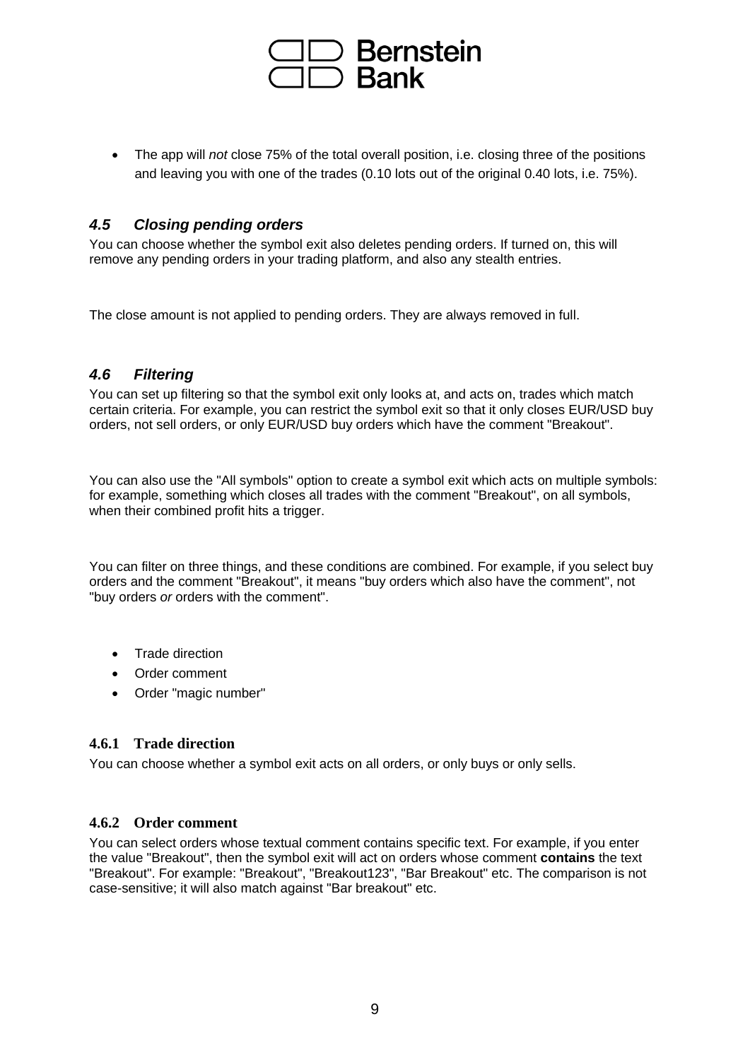- The app will *not* close 75% of the total overall position, i.e. closing three of the positions and leaving you with one of the trades (0.10 lots out of the original 0.40 lots, i.e. 75%).

## *4.5 Closing pending orders*

You can choose whether the symbol exit also deletes pending orders. If turned on, this will remove any pending orders in your trading platform, and also any stealth entries.

The close amount is not applied to pending orders. They are always removed in full.

## *4.6 Filtering*

You can set up filtering so that the symbol exit only looks at, and acts on, trades which match certain criteria. For example, you can restrict the symbol exit so that it only closes EUR/USD buy orders, not sell orders, or only EUR/USD buy orders which have the comment "Breakout".

You can also use the "All symbols" option to create a symbol exit which acts on multiple symbols: for example, something which closes all trades with the comment "Breakout", on all symbols, when their combined profit hits a trigger.

You can filter on three things, and these conditions are combined. For example, if you select buy orders and the comment "Breakout", it means "buy orders which also have the comment", not "buy orders *or* orders with the comment".

- Trade direction
- Order comment
- Order "magic number"

### 4.6.1 Trade direction

You can choose whether a symbol exit acts on all orders, or only buys or only sells.

### 4.6.2 Order comment

You can select orders whose textual comment contains specific text. For example, if you enter the value "Breakout", then the symbol exit will act on orders whose comment **contains** the text "Breakout". For example: "Breakout", "Breakout123", "Bar Breakout" etc. The comparison is not case-sensitive; it will also match against "Bar breakout" etc.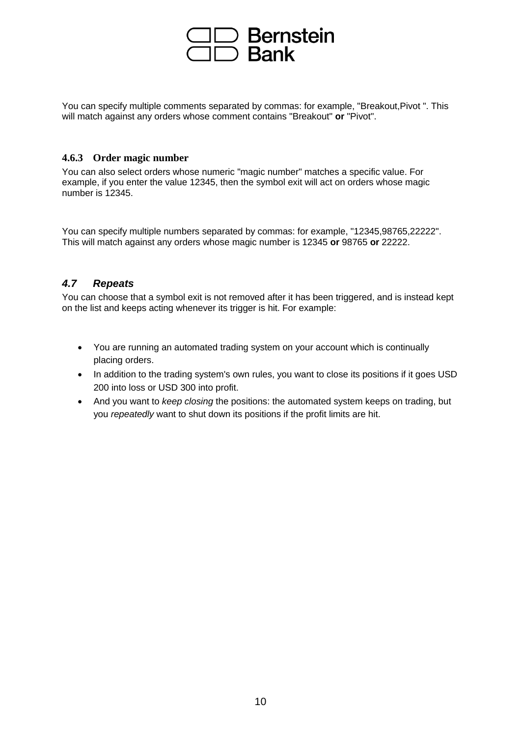You can specify multiple comments separated by commas: for example, "Breakout,Pivot ". This will match against any orders whose comment contains "Breakout" **or** "Pivot".

#### 4.6.3 Order magic number

You can also select orders whose numeric "magic number" matches a specific value. For example, if you enter the value 12345, then the symbol exit will act on orders whose magic number is 12345.

You can specify multiple numbers separated by commas: for example, "12345,98765,22222". This will match against any orders whose magic number is 12345 **or** 98765 **or** 22222.

### *4.7 Repeats*

You can choose that a symbol exit is not removed after it has been triggered, and is instead kept on the list and keeps acting whenever its trigger is hit. For example:

- You are running an automated trading system on your account which is continually placing orders.
- In addition to the trading system's own rules, you want to close its positions if it goes USD 200 into loss or USD 300 into profit.
- And you want to *keep closing* the positions: the automated system keeps on trading, but you *repeatedly* want to shut down its positions if the profit limits are hit.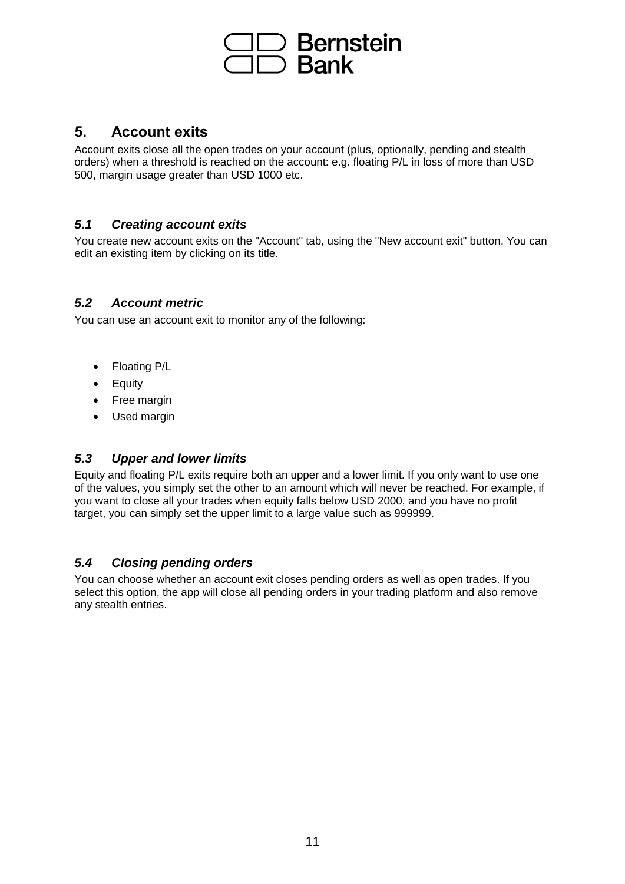## 5. Account exits

Account exits close all the open trades on your account (plus, optionally, pending and stealth orders) when a threshold is reached on the account: e.g. floating P/L in loss of more than USD 500, margin usage greater than USD 1000 etc.

### *5.1 Creating account exits*

You create new account exits on the "Account" tab, using the "New account exit" button. You can edit an existing item by clicking on its title.

### *5.2 Account metric*

You can use an account exit to monitor any of the following:

- Floating P/L
- Equity
- Free margin
- Used margin

### *5.3 Upper and lower limits*

Equity and floating P/L exits require both an upper and a lower limit. If you only want to use one of the values, you simply set the other to an amount which will never be reached. For example, if you want to close all your trades when equity falls below USD 2000, and you have no profit target, you can simply set the upper limit to a large value such as 999999.

### *5.4 Closing pending orders*

You can choose whether an account exit closes pending orders as well as open trades. If you select this option, the app will close all pending orders in your trading platform and also remove any stealth entries.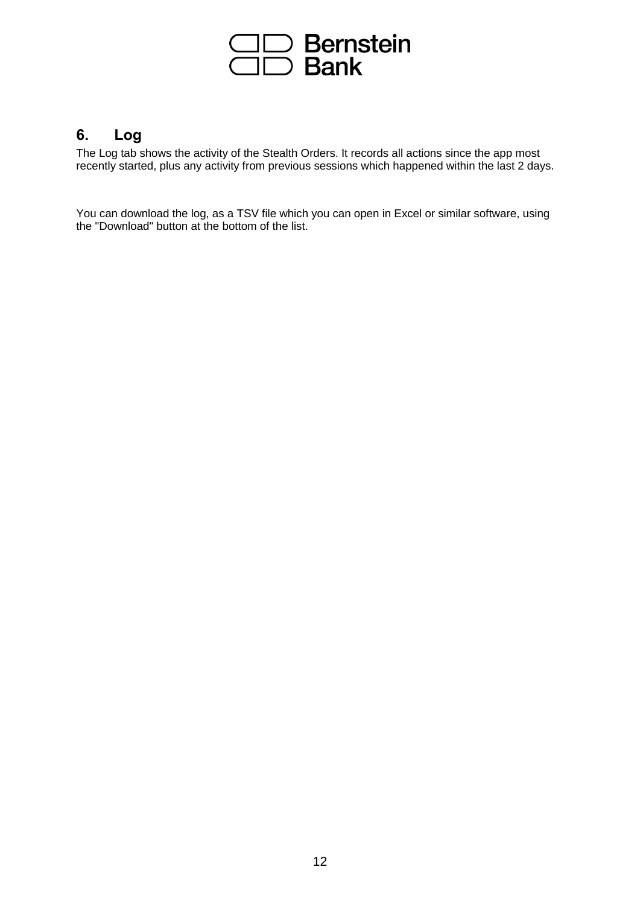## 6. Log

The Log tab shows the activity of the Stealth Orders. It records all actions since the app most recently started, plus any activity from previous sessions which happened within the last 2 days.

You can download the log, as a TSV file which you can open in Excel or similar software, using the "Download" button at the bottom of the list.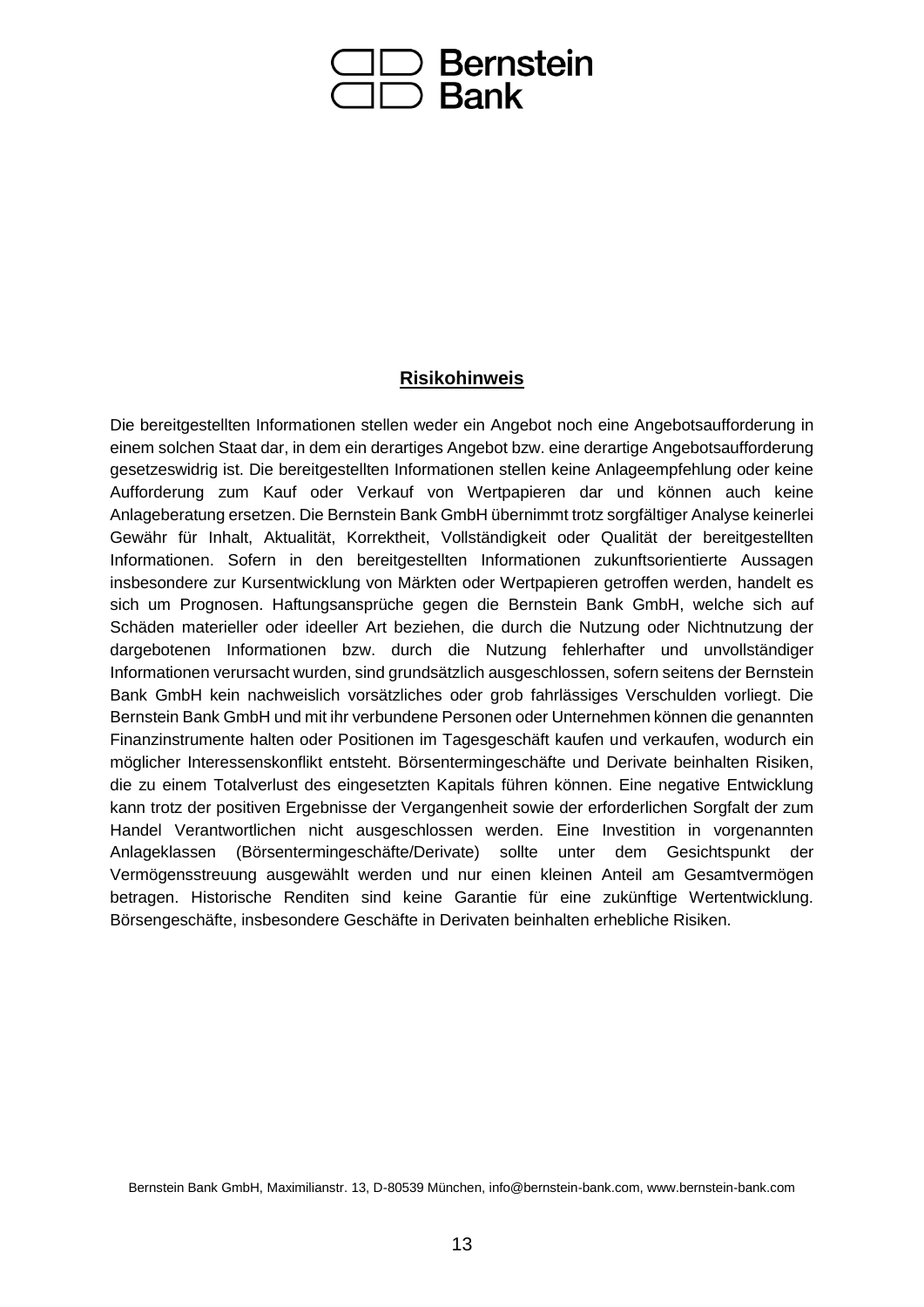## Risikohinweis

Die bereitgestellten Informationen stellen weder ein Angebot noch eine Angebotsaufforderung in einem solchen Staat dar, in dem ein derartiges Angebot bzw. eine derartige Angebotsaufforderung gesetzeswidrig ist. Die bereitgestellten Informationen stellen keine Anlageempfehlung oder keine Aufforderung zum Kauf oder Verkauf von Wertpapieren dar und können auch keine Anlageberatung ersetzen. Die Bernstein Bank GmbH übernimmt trotz sorgfältiger Analyse keinerlei Gewähr für Inhalt, Aktualität, Korrektheit, Vollständigkeit oder Qualität der bereitgestellten Informationen. Sofern in den bereitgestellten Informationen zukunftsorientierte Aussagen insbesondere zur Kursentwicklung von Märkten oder Wertpapieren getroffen werden, handelt es sich um Prognosen. Haftungsansprüche gegen die Bernstein Bank GmbH, welche sich auf Schäden materieller oder ideeller Art beziehen, die durch die Nutzung oder Nichtnutzung der dargebotenen Informationen bzw. durch die Nutzung fehlerhafter und unvollständiger Informationen verursacht wurden, sind grundsätzlich ausgeschlossen, sofern seitens der Bernstein Bank GmbH kein nachweislich vorsätzliches oder grob fahrlässiges Verschulden vorliegt. Die Bernstein Bank GmbH und mit ihr verbundene Personen oder Unternehmen können die genannten Finanzinstrumente halten oder Positionen im Tagesgeschäft kaufen und verkaufen, wodurch ein möglicher Interessenskonflikt entsteht. Börsentermingeschäfte und Derivate beinhalten Risiken, die zu einem Totalverlust des eingesetzten Kapitals führen können. Eine negative Entwicklung kann trotz der positiven Ergebnisse der Vergangenheit sowie der erforderlichen Sorgfalt der zum Handel Verantwortlichen nicht ausgeschlossen werden. Eine Investition in vorgenannten Anlageklassen (Börsentermingeschäfte/Derivate) sollte unter dem Gesichtspunkt der Vermögensstreuung ausgewählt werden und nur einen kleinen Anteil am Gesamtvermögen betragen. Historische Renditen sind keine Garantie für eine zukünftige Wertentwicklung. Börsengeschäfte, insbesondere Geschäfte in Derivaten beinhalten erhebliche Risiken.